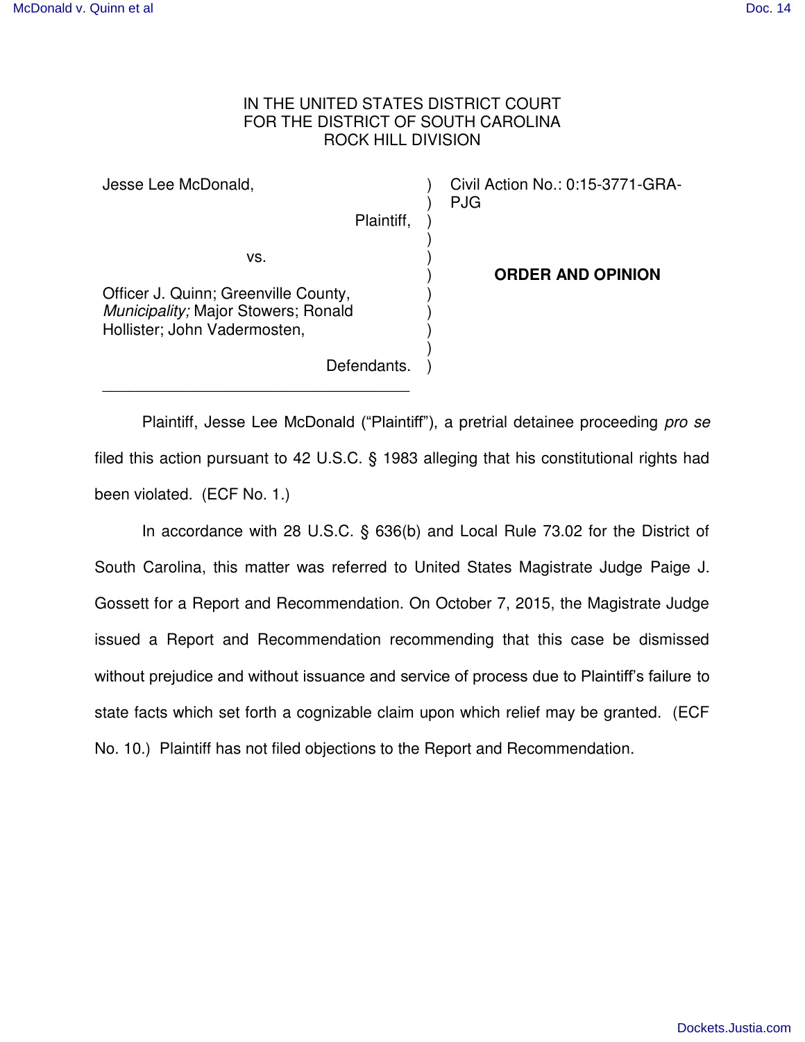IN THE UNITED STATES DISTRICT COURT
FOR THE DISTRICT OF SOUTH CAROLINA
ROCK HILL DIVISION

| | | |
|---|---|---|
| Jesse Lee McDonald, Plaintiff, | ) | Civil Action No.: 0:15-3771-GRA-PJG |
| vs. | ) | **ORDER AND OPINION** |
| Officer J. Quinn; Greenville County, *Municipality;* Major Stowers; Ronald Hollister; John Vadermosten, Defendants. | ) | |

Plaintiff, Jesse Lee McDonald ("Plaintiff"), a pretrial detainee proceeding *pro se* filed this action pursuant to 42 U.S.C. § 1983 alleging that his constitutional rights had been violated. (ECF No. 1.)

In accordance with 28 U.S.C. § 636(b) and Local Rule 73.02 for the District of South Carolina, this matter was referred to United States Magistrate Judge Paige J. Gossett for a Report and Recommendation. On October 7, 2015, the Magistrate Judge issued a Report and Recommendation recommending that this case be dismissed without prejudice and without issuance and service of process due to Plaintiff's failure to state facts which set forth a cognizable claim upon which relief may be granted. (ECF No. 10.) Plaintiff has not filed objections to the Report and Recommendation.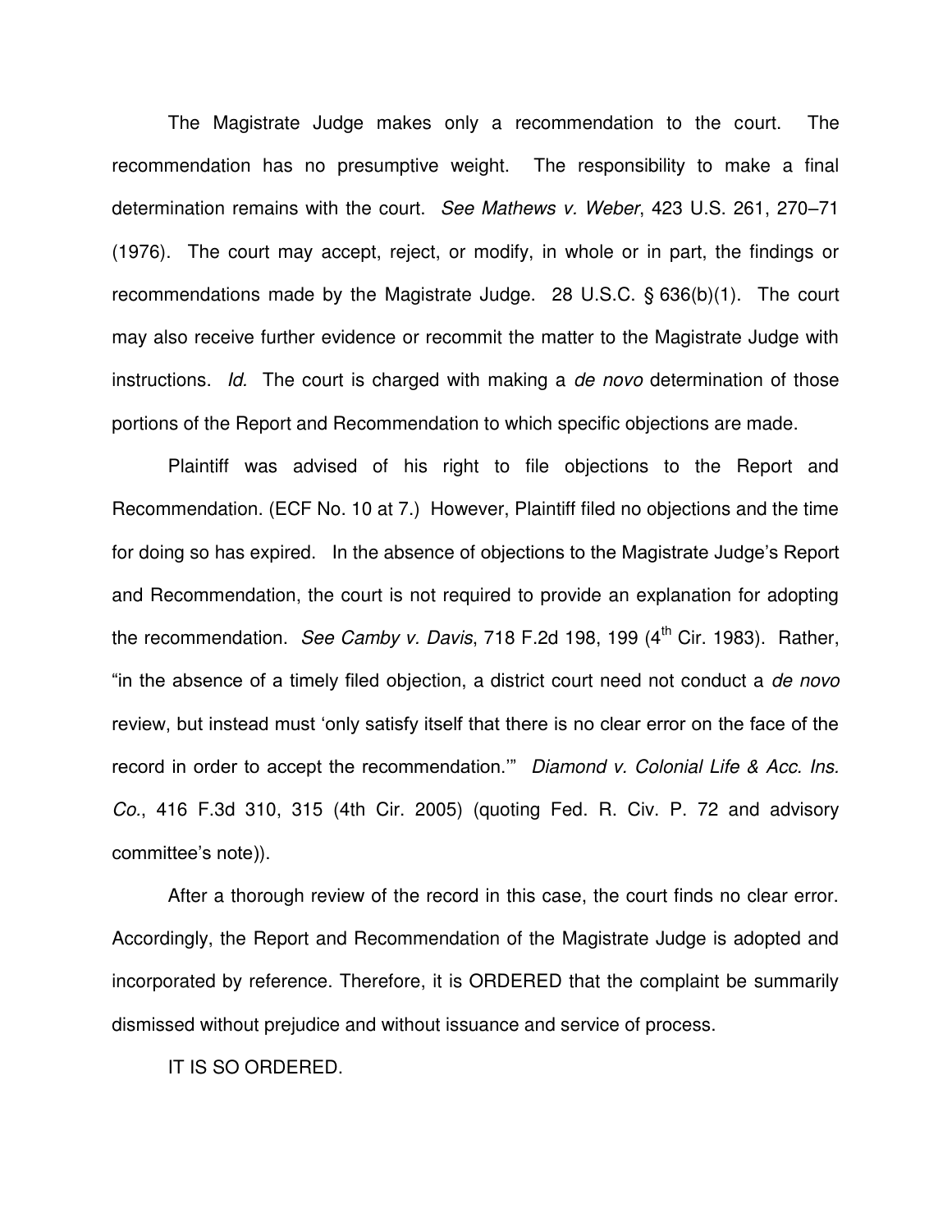The Magistrate Judge makes only a recommendation to the court. The recommendation has no presumptive weight. The responsibility to make a final determination remains with the court. *See Mathews v. Weber*, 423 U.S. 261, 270–71 (1976). The court may accept, reject, or modify, in whole or in part, the findings or recommendations made by the Magistrate Judge. 28 U.S.C. § 636(b)(1). The court may also receive further evidence or recommit the matter to the Magistrate Judge with instructions. *Id.* The court is charged with making a *de novo* determination of those portions of the Report and Recommendation to which specific objections are made.

Plaintiff was advised of his right to file objections to the Report and Recommendation. (ECF No. 10 at 7.) However, Plaintiff filed no objections and the time for doing so has expired. In the absence of objections to the Magistrate Judge's Report and Recommendation, the court is not required to provide an explanation for adopting the recommendation. *See Camby v. Davis*, 718 F.2d 198, 199 (4th Cir. 1983). Rather, "in the absence of a timely filed objection, a district court need not conduct a *de novo* review, but instead must 'only satisfy itself that there is no clear error on the face of the record in order to accept the recommendation.'" *Diamond v. Colonial Life & Acc. Ins. Co.*, 416 F.3d 310, 315 (4th Cir. 2005) (quoting Fed. R. Civ. P. 72 and advisory committee's note)).

After a thorough review of the record in this case, the court finds no clear error. Accordingly, the Report and Recommendation of the Magistrate Judge is adopted and incorporated by reference. Therefore, it is ORDERED that the complaint be summarily dismissed without prejudice and without issuance and service of process.

IT IS SO ORDERED.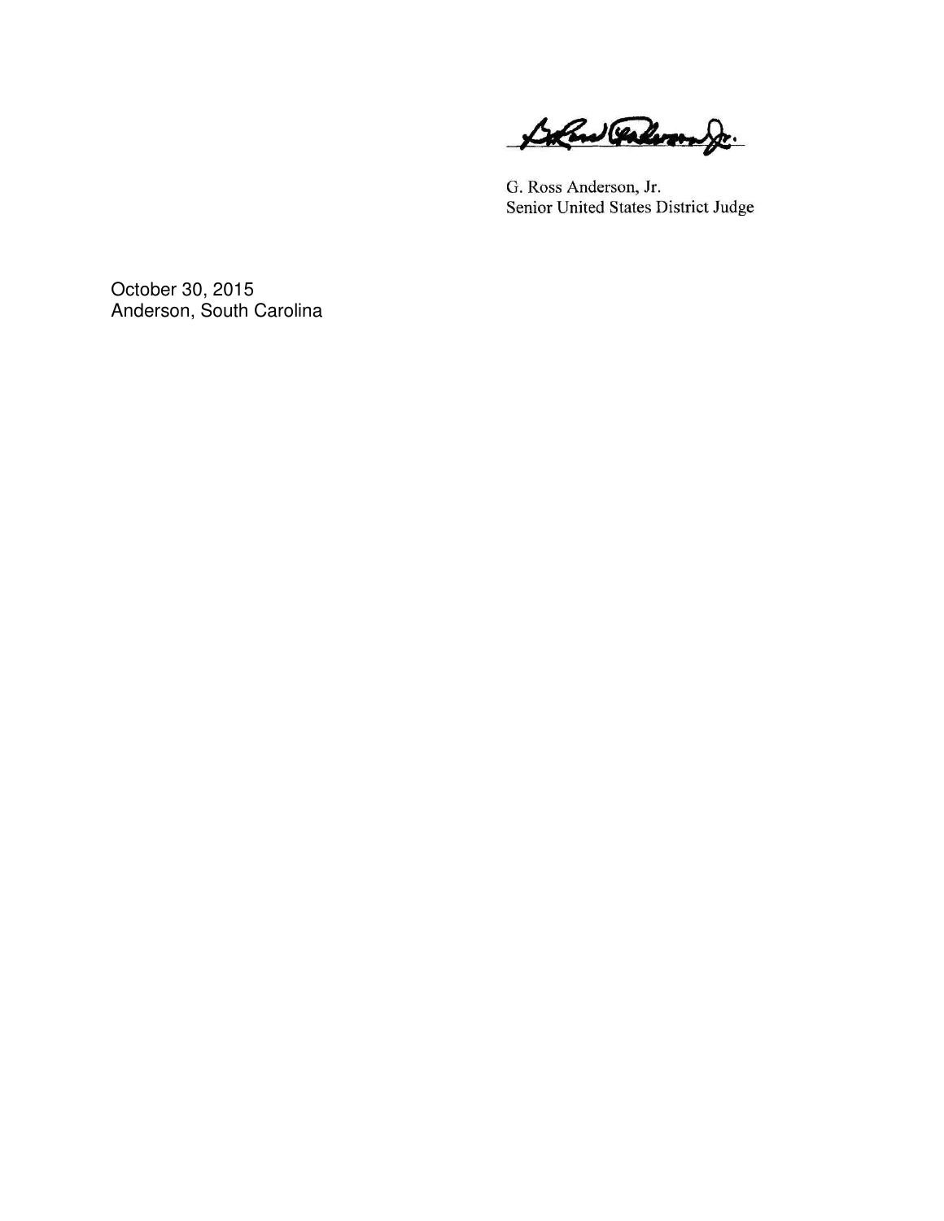G. Ross Anderson, Jr.
Senior United States District Judge

October 30, 2015
Anderson, South Carolina